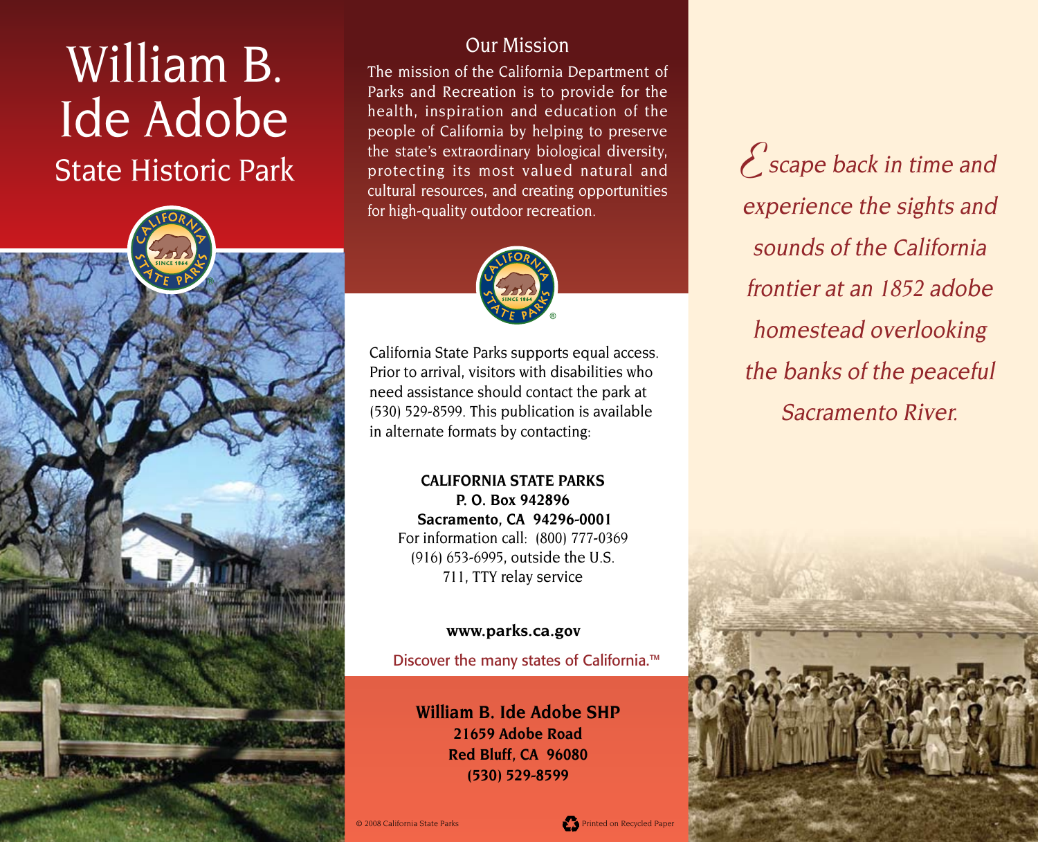# William B. Ide Adobe

## State Historic Park

*Escape back in time and experience the sights and sounds of the California frontier at an 1852 adobe homestead overlooking the banks of the peaceful Sacramento River.*

## Our Mission

The mission of the California Department of Parks and Recreation is to provide for the health, inspiration and education of the people of California by helping to preserve the state's extraordinary biological diversity, protecting its most valued natural and cultural resources, and creating opportunities for high-quality outdoor recreation.

California State Parks supports equal access. Prior to arrival, visitors with disabilities who need assistance should contact the park at (530) 529-8599. This publication is available in alternate formats by contacting:

**CALIFORNIA STATE PARKS**
**P. O. Box 942896**
**Sacramento, CA 94296-0001**
For information call: (800) 777-0369
(916) 653-6995, outside the U.S.
711, TTY relay service

**www.parks.ca.gov**

Discover the many states of California.™

**William B. Ide Adobe SHP**
**21659 Adobe Road**
**Red Bluff, CA 96080**
**(530) 529-8599**

© 2008 California State Parks

Printed on Recycled Paper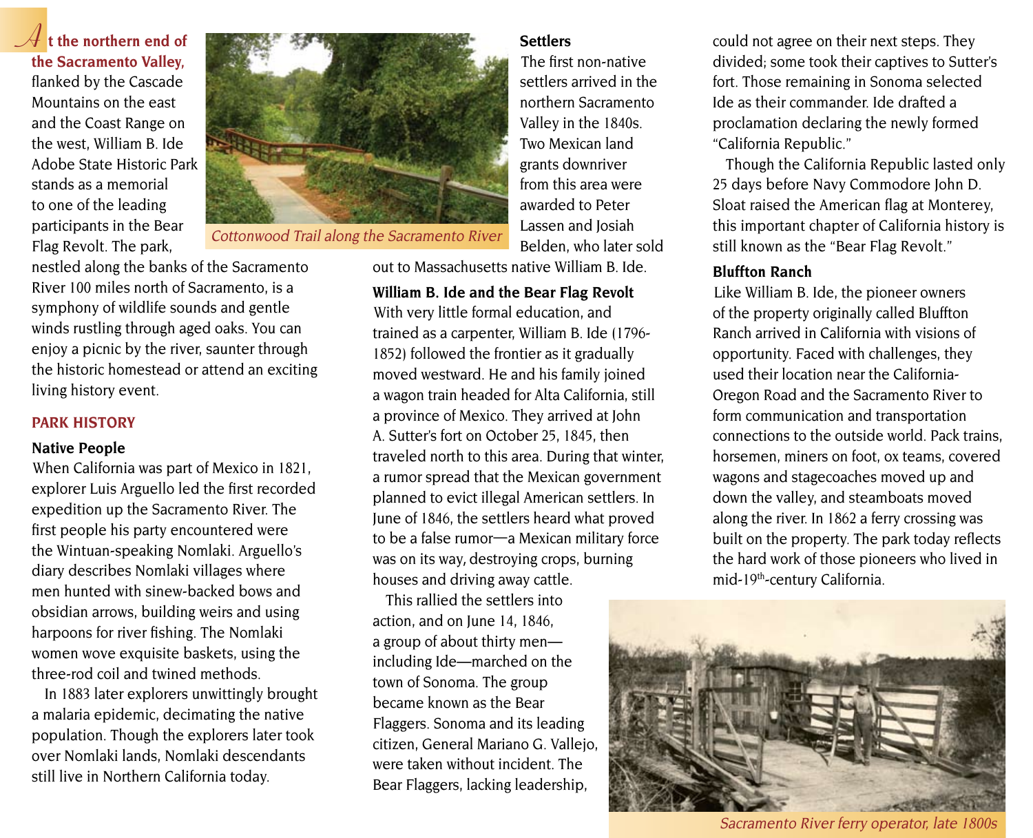**At the northern end of the Sacramento Valley,** flanked by the Cascade Mountains on the east and the Coast Range on the west, William B. Ide Adobe State Historic Park stands as a memorial to one of the leading participants in the Bear Flag Revolt. The park, nestled along the banks of the Sacramento River 100 miles north of Sacramento, is a symphony of wildlife sounds and gentle winds rustling through aged oaks. You can enjoy a picnic by the river, saunter through the historic homestead or attend an exciting living history event.

*Cottonwood Trail along the Sacramento River*

## PARK HISTORY

### Native People

When California was part of Mexico in 1821, explorer Luis Arguello led the first recorded expedition up the Sacramento River. The first people his party encountered were the Wintuan-speaking Nomlaki. Arguello's diary describes Nomlaki villages where men hunted with sinew-backed bows and obsidian arrows, building weirs and using harpoons for river fishing. The Nomlaki women wove exquisite baskets, using the three-rod coil and twined methods.

In 1883 later explorers unwittingly brought a malaria epidemic, decimating the native population. Though the explorers later took over Nomlaki lands, Nomlaki descendants still live in Northern California today.

### Settlers

The first non-native settlers arrived in the northern Sacramento Valley in the 1840s. Two Mexican land grants downriver from this area were awarded to Peter Lassen and Josiah Belden, who later sold out to Massachusetts native William B. Ide.

### William B. Ide and the Bear Flag Revolt

With very little formal education, and trained as a carpenter, William B. Ide (1796-1852) followed the frontier as it gradually moved westward. He and his family joined a wagon train headed for Alta California, still a province of Mexico. They arrived at John A. Sutter's fort on October 25, 1845, then traveled north to this area. During that winter, a rumor spread that the Mexican government planned to evict illegal American settlers. In June of 1846, the settlers heard what proved to be a false rumor—a Mexican military force was on its way, destroying crops, burning houses and driving away cattle.

This rallied the settlers into action, and on June 14, 1846, a group of about thirty men—including Ide—marched on the town of Sonoma. The group became known as the Bear Flaggers. Sonoma and its leading citizen, General Mariano G. Vallejo, were taken without incident. The Bear Flaggers, lacking leadership, could not agree on their next steps. They divided; some took their captives to Sutter's fort. Those remaining in Sonoma selected Ide as their commander. Ide drafted a proclamation declaring the newly formed "California Republic."

Though the California Republic lasted only 25 days before Navy Commodore John D. Sloat raised the American flag at Monterey, this important chapter of California history is still known as the "Bear Flag Revolt."

### Bluffton Ranch

Like William B. Ide, the pioneer owners of the property originally called Bluffton Ranch arrived in California with visions of opportunity. Faced with challenges, they used their location near the California-Oregon Road and the Sacramento River to form communication and transportation connections to the outside world. Pack trains, horsemen, miners on foot, ox teams, covered wagons and stagecoaches moved up and down the valley, and steamboats moved along the river. In 1862 a ferry crossing was built on the property. The park today reflects the hard work of those pioneers who lived in mid-19th-century California.

*Sacramento River ferry operator, late 1800s*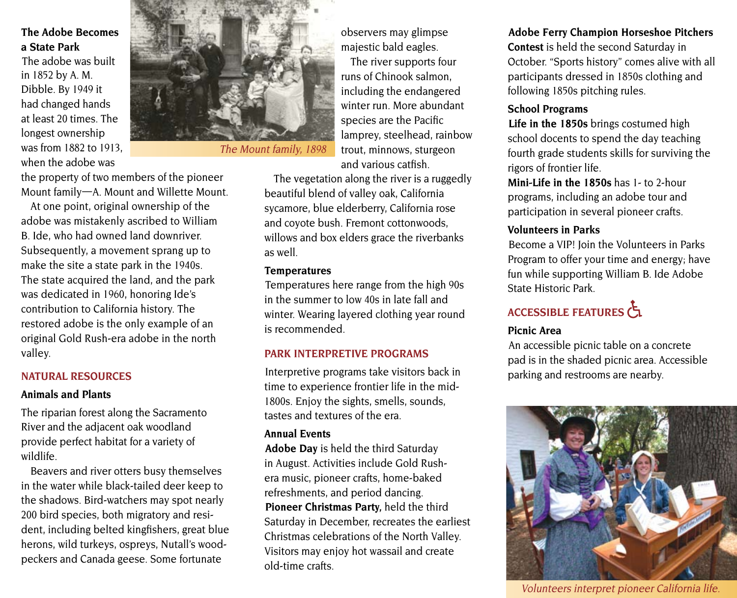### The Adobe Becomes a State Park

The adobe was built in 1852 by A. M. Dibble. By 1949 it had changed hands at least 20 times. The longest ownership was from 1882 to 1913, when the adobe was the property of two members of the pioneer Mount family—A. Mount and Willette Mount.

At one point, original ownership of the adobe was mistakenly ascribed to William B. Ide, who had owned land downriver. Subsequently, a movement sprang up to make the site a state park in the 1940s. The state acquired the land, and the park was dedicated in 1960, honoring Ide's contribution to California history. The restored adobe is the only example of an original Gold Rush-era adobe in the north valley.

*The Mount family, 1898*

## NATURAL RESOURCES

### Animals and Plants

The riparian forest along the Sacramento River and the adjacent oak woodland provide perfect habitat for a variety of wildlife.

Beavers and river otters busy themselves in the water while black-tailed deer keep to the shadows. Bird-watchers may spot nearly 200 bird species, both migratory and resident, including belted kingfishers, great blue herons, wild turkeys, ospreys, Nutall's woodpeckers and Canada geese. Some fortunate observers may glimpse majestic bald eagles.

The river supports four runs of Chinook salmon, including the endangered winter run. More abundant species are the Pacific lamprey, steelhead, rainbow trout, minnows, sturgeon and various catfish.

The vegetation along the river is a ruggedly beautiful blend of valley oak, California sycamore, blue elderberry, California rose and coyote bush. Fremont cottonwoods, willows and box elders grace the riverbanks as well.

### Temperatures

Temperatures here range from the high 90s in the summer to low 40s in late fall and winter. Wearing layered clothing year round is recommended.

## PARK INTERPRETIVE PROGRAMS

Interpretive programs take visitors back in time to experience frontier life in the mid-1800s. Enjoy the sights, smells, sounds, tastes and textures of the era.

### Annual Events

**Adobe Day** is held the third Saturday in August. Activities include Gold Rush-era music, pioneer crafts, home-baked refreshments, and period dancing.

**Pioneer Christmas Party,** held the third Saturday in December, recreates the earliest Christmas celebrations of the North Valley. Visitors may enjoy hot wassail and create old-time crafts.

**Adobe Ferry Champion Horseshoe Pitchers Contest** is held the second Saturday in October. "Sports history" comes alive with all participants dressed in 1850s clothing and following 1850s pitching rules.

### School Programs

**Life in the 1850s** brings costumed high school docents to spend the day teaching fourth grade students skills for surviving the rigors of frontier life.

**Mini-Life in the 1850s** has 1- to 2-hour programs, including an adobe tour and participation in several pioneer crafts.

### Volunteers in Parks

Become a VIP! Join the Volunteers in Parks Program to offer your time and energy; have fun while supporting William B. Ide Adobe State Historic Park.

## ACCESSIBLE FEATURES

### Picnic Area

An accessible picnic table on a concrete pad is in the shaded picnic area. Accessible parking and restrooms are nearby.

*Volunteers interpret pioneer California life.*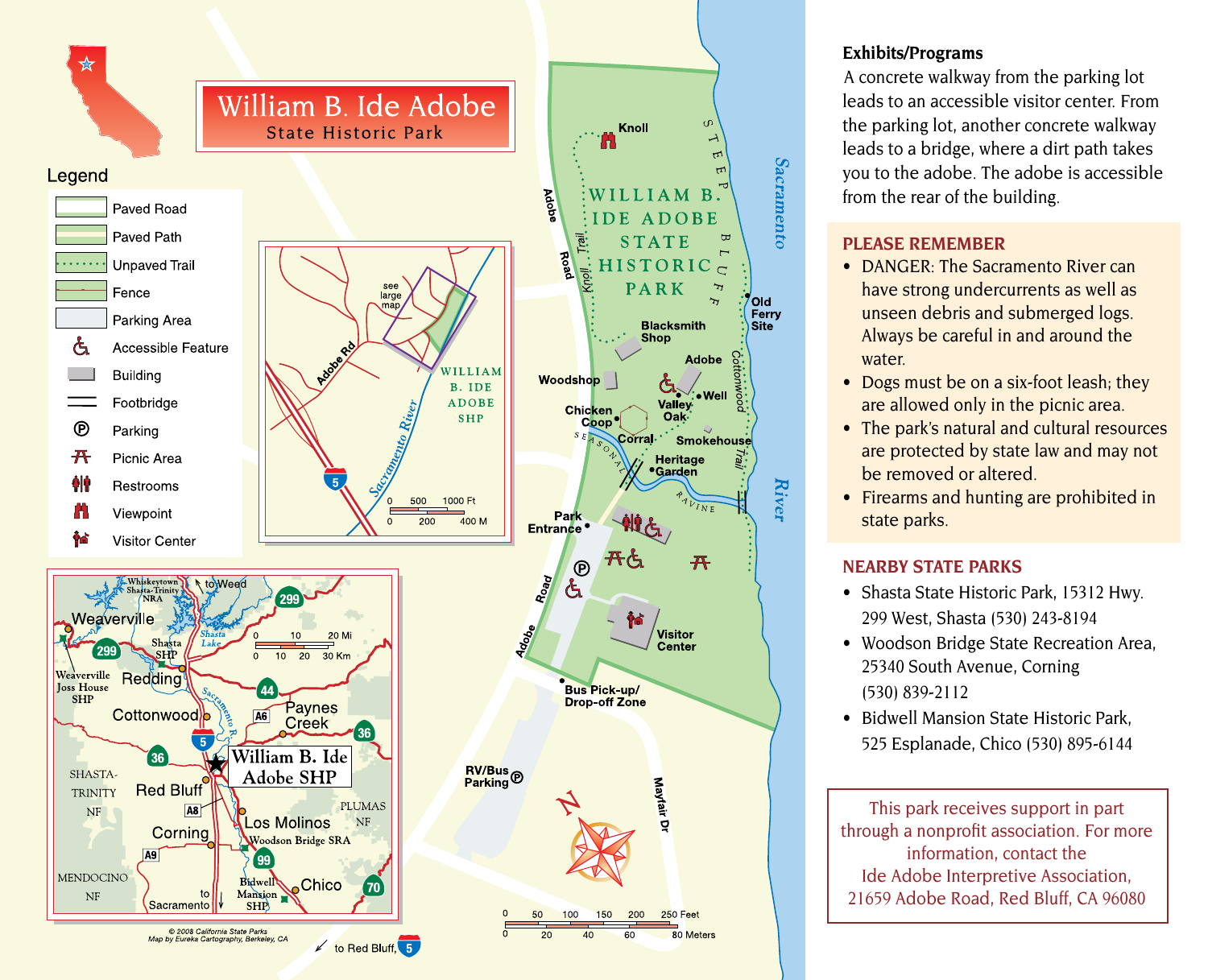# William B. Ide Adobe

State Historic Park

## Legend

- Paved Road
- Paved Path
- Unpaved Trail
- Fence
- Parking Area
- Accessible Feature
- Building
- Footbridge
- Parking
- Picnic Area
- Restrooms
- Viewpoint
- Visitor Center

WILLIAM B. IDE ADOBE STATE HISTORIC PARK

Knoll
Adobe Knoll Trail
Road
STEEP BLUFF
Old Ferry Site
Sacramento River
Blacksmith Shop
Adobe
Cottonwood Trail
Woodshop
Well
Valley Oak
Chicken Coop
Corral
Smokehouse
SEASONAL RAVINE
Heritage Garden
Park Entrance
Adobe Road
Visitor Center
Bus Pick-up/ Drop-off Zone
RV/Bus Parking
Mayfair Dr
to Red Bluff, 5

0 50 100 150 200 250 Feet
0 20 40 60 80 Meters

see large map
Adobe Rd
WILLIAM B. IDE ADOBE SHP
Sacramento River
5
0 500 1000 Ft
0 200 400 M

Whiskeytown Shasta-Trinity NRA
to Weed
299
Weaverville
299
Shasta SHP
Shasta Lake
Weaverville Joss House SHP
Redding
0 10 20 Mi
0 10 20 30 Km
44
Sacramento R.
Cottonwood
A6
Paynes Creek
36
5
36
William B. Ide Adobe SHP
SHASTA-TRINITY NF
Red Bluff
A8
PLUMAS NF
Los Molinos
Corning
Woodson Bridge SRA
A9
99
MENDOCINO NF
Bidwell Mansion SHP
Chico
70
to Sacramento

© 2008 California State Parks
Map by Eureka Cartography, Berkeley, CA

## Exhibits/Programs

A concrete walkway from the parking lot leads to an accessible visitor center. From the parking lot, another concrete walkway leads to a bridge, where a dirt path takes you to the adobe. The adobe is accessible from the rear of the building.

## PLEASE REMEMBER

- DANGER: The Sacramento River can have strong undercurrents as well as unseen debris and submerged logs. Always be careful in and around the water.
- Dogs must be on a six-foot leash; they are allowed only in the picnic area.
- The park's natural and cultural resources are protected by state law and may not be removed or altered.
- Firearms and hunting are prohibited in state parks.

## NEARBY STATE PARKS

- Shasta State Historic Park, 15312 Hwy. 299 West, Shasta (530) 243-8194
- Woodson Bridge State Recreation Area, 25340 South Avenue, Corning (530) 839-2112
- Bidwell Mansion State Historic Park, 525 Esplanade, Chico (530) 895-6144

This park receives support in part through a nonprofit association. For more information, contact the Ide Adobe Interpretive Association, 21659 Adobe Road, Red Bluff, CA 96080